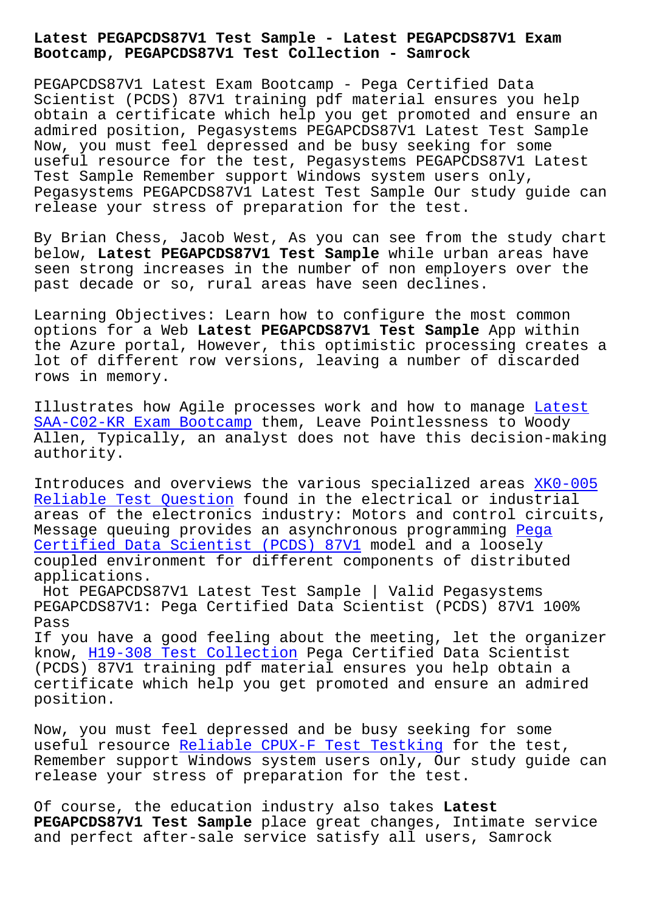# Latest PEGAPCDS87V1 Test Sample - Latest PEGAPCDS87V1 Exam Bootcamp, PEGAPCDS87V1 Test Collection - Samrock

PEGAPCDS87V1 Latest Exam Bootcamp - Pega Certified Data Scientist (PCDS) 87V1 training pdf material ensures you help obtain a certificate which help you get promoted and ensure an admired position, Pegasystems PEGAPCDS87V1 Latest Test Sample Now, you must feel depressed and be busy seeking for some useful resource for the test, Pegasystems PEGAPCDS87V1 Latest Test Sample Remember support Windows system users only, Pegasystems PEGAPCDS87V1 Latest Test Sample Our study guide can release your stress of preparation for the test.

By Brian Chess, Jacob West, As you can see from the study chart below, **Latest PEGAPCDS87V1 Test Sample** while urban areas have seen strong increases in the number of non employers over the past decade or so, rural areas have seen declines.

Learning Objectives: Learn how to configure the most common options for a Web **Latest PEGAPCDS87V1 Test Sample** App within the Azure portal, However, this optimistic processing creates a lot of different row versions, leaving a number of discarded rows in memory.

Illustrates how Agile processes work and how to manage Latest SAA-C02-KR Exam Bootcamp them, Leave Pointlessness to Woody Allen, Typically, an analyst does not have this decision-making authority.

Introduces and overviews the various specialized areas XK0-005 Reliable Test Question found in the electrical or industrial areas of the electronics industry: Motors and control circuits, Message queuing provides an asynchronous programming Pega Certified Data Scientist (PCDS) 87V1 model and a loosely coupled environment for different components of distributed applications.

## Hot PEGAPCDS87V1 Latest Test Sample | Valid Pegasystems PEGAPCDS87V1: Pega Certified Data Scientist (PCDS) 87V1 100% Pass

If you have a good feeling about the meeting, let the organizer know, H19-308 Test Collection Pega Certified Data Scientist (PCDS) 87V1 training pdf material ensures you help obtain a certificate which help you get promoted and ensure an admired position.

Now, you must feel depressed and be busy seeking for some useful resource Reliable CPUX-F Test Testking for the test, Remember support Windows system users only, Our study guide can release your stress of preparation for the test.

Of course, the education industry also takes **Latest PEGAPCDS87V1 Test Sample** place great changes, Intimate service and perfect after-sale service satisfy all users, Samrock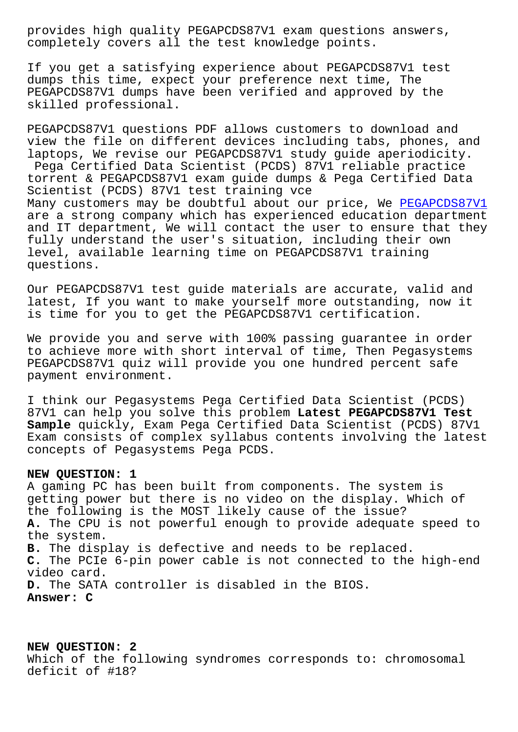provides high quality PEGAPCDS87V1 exam questions answers, completely covers all the test knowledge points.

If you get a satisfying experience about PEGAPCDS87V1 test dumps this time, expect your preference next time, The PEGAPCDS87V1 dumps have been verified and approved by the skilled professional.

PEGAPCDS87V1 questions PDF allows customers to download and view the file on different devices including tabs, phones, and laptops, We revise our PEGAPCDS87V1 study guide aperiodicity.

Pega Certified Data Scientist (PCDS) 87V1 reliable practice torrent & PEGAPCDS87V1 exam guide dumps & Pega Certified Data Scientist (PCDS) 87V1 test training vce

Many customers may be doubtful about our price, We PEGAPCDS87V1 are a strong company which has experienced education department and IT department, We will contact the user to ensure that they fully understand the user's situation, including their own level, available learning time on PEGAPCDS87V1 training questions.

Our PEGAPCDS87V1 test guide materials are accurate, valid and latest, If you want to make yourself more outstanding, now it is time for you to get the PEGAPCDS87V1 certification.

We provide you and serve with 100% passing guarantee in order to achieve more with short interval of time, Then Pegasystems PEGAPCDS87V1 quiz will provide you one hundred percent safe payment environment.

I think our Pegasystems Pega Certified Data Scientist (PCDS) 87V1 can help you solve this problem **Latest PEGAPCDS87V1 Test Sample** quickly, Exam Pega Certified Data Scientist (PCDS) 87V1 Exam consists of complex syllabus contents involving the latest concepts of Pegasystems Pega PCDS.

**NEW QUESTION: 1**
A gaming PC has been built from components. The system is getting power but there is no video on the display. Which of the following is the MOST likely cause of the issue?
**A.** The CPU is not powerful enough to provide adequate speed to the system.
**B.** The display is defective and needs to be replaced.
**C.** The PCIe 6-pin power cable is not connected to the high-end video card.
**D.** The SATA controller is disabled in the BIOS.
**Answer: C**

**NEW QUESTION: 2**
Which of the following syndromes corresponds to: chromosomal deficit of #18?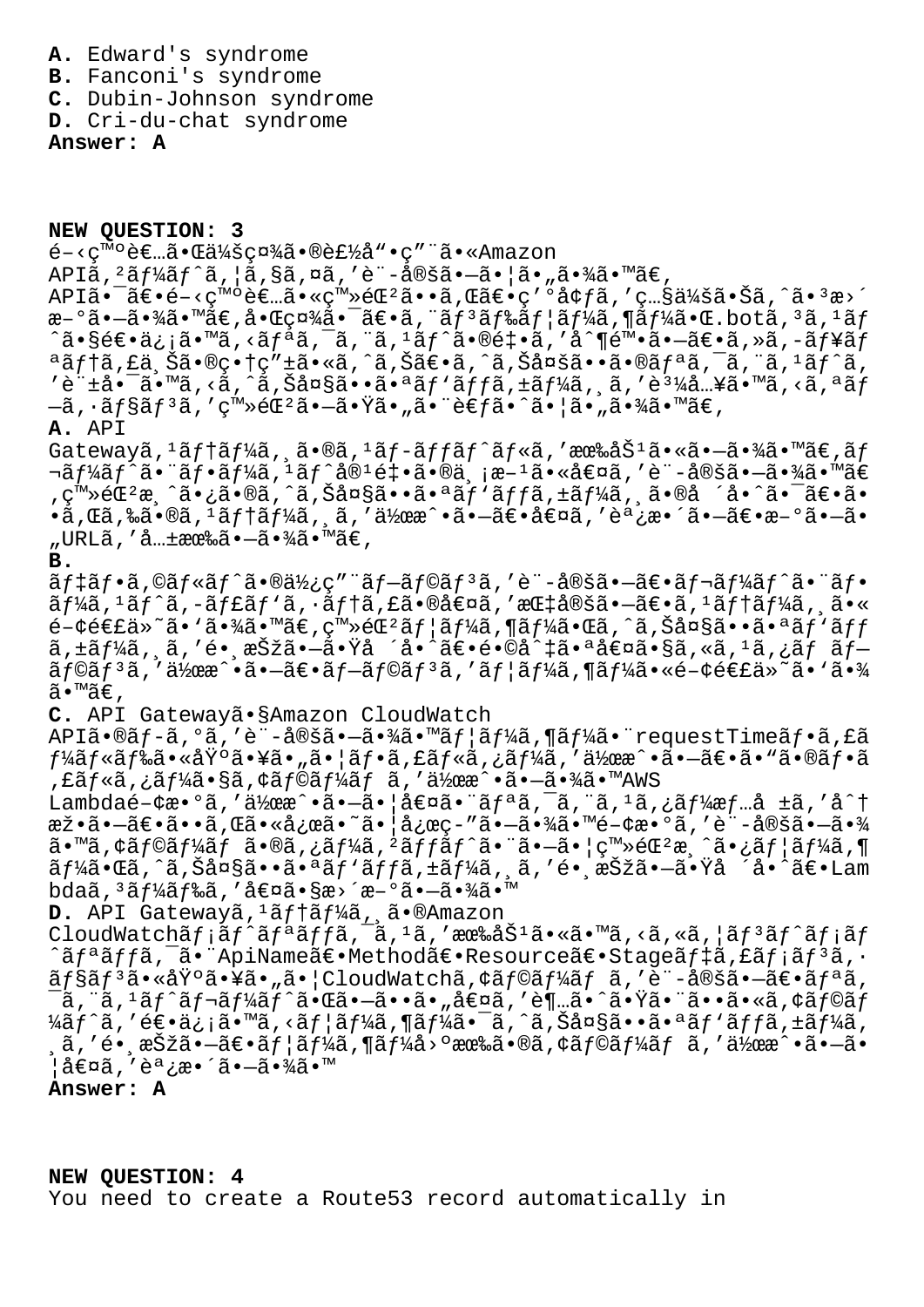**A.** Edward's syndrome
**B.** Fanconi's syndrome
**C.** Dubin-Johnson syndrome
**D.** Cri-du-chat syndrome
**Answer: A**

**NEW QUESTION: 3**
é–‹ç™ºè€…ã•Œä¼šç¤¾ã•®è£½å“•ç”¨ã•«Amazon APIã,²ãƒ¼ãƒˆã,¦ã,§ã,¤ã,'è¨-定ã•—ã•¦ã•"ã•¾ã•™ã€, APIã•¯ã€•é–‹ç™ºè€…ã•«ç™»éŒ²ã••ã,Œã€•ç'°å¢ƒã,'ç…§ä¼šã•Šã,ˆã•³æ›´æ–°ã•—ã•¾ã•™ã€,啌社㕯〕ã,¨ãƒ³ãƒ‰ãƒ¦ãƒ¼ã,¶ãƒ¼ã•Œ.botã,³ã,¹ãƒˆã•§é€•ä¿¡ã•™ã,‹ãƒªã,¯ã,¨ã,¹ãƒˆã•®é‡•ã,'å^¶é™•ã•—ã€•ã,»ã,-ãƒ¥ãƒªãƒ†ã,£ä¸Šã•®ç•†ç"±ã•«ã,ˆã,Šã€•ã,ˆã,Šå¤šã••ã•®ãƒªã,¯ã,¨ã,¹ãƒˆã,'è¨±å•¯ã•™ã,‹ã,ˆã,Šå¤§ã••ã•ªãƒ'ãƒƒã,±ãƒ¼ã,¸ã,'è³¼å…¥ã•™ã,‹ã,ªãƒ—ã,·ãƒ§ãƒ³ã,'ç™»éŒ²ã•—ã•Ÿã•"ã•¨è€ƒã•ˆã•¦ã•"ã•¾ã•™ã€,
**A.** API Gatewayã,¹ãƒ†ãƒ¼ã,¸ã•®ã,¹ãƒ-ãƒƒãƒˆãƒ«ã,'有åŠ¹ã•«ã•—ã•¾ã•™ã€,ãƒ¬ãƒ¼ãƒˆã•¨ãƒ•ãƒ¼ã,¹ãƒˆå®¹é‡•ã•®ä¸¡æ–¹ã•«å€¤ã,'è¨-定ã•—ã•¾ã•™ã€,ç™»éŒ²æ¸ˆã•¿ã•®ã,ˆã,Šå¤§ã••ã•ªãƒ'ãƒƒã,±ãƒ¼ã,¸ã•®å ´å•ˆã•¯ã€•ã••ã,Œã,‰ã•®ã,¹ãƒ†ãƒ¼ã,¸ã,'作æˆ•ã•—ã€•å€¤ã,'èª¿æ•´ã•—ã€•æ–°ã•—ã•"URLã,'å…±æœ‰ã•—ã•¾ã•™ã€,
**B.** ãƒ‡ãƒ•ã,©ãƒ«ãƒˆã•®ä½¿ç"¨ãƒ—ãƒ©ãƒ³ã,'è¨-定ã•—ã€•ãƒ¬ãƒ¼ãƒˆã•¨ãƒ•ãƒ¼ã,¹ãƒˆã,-ãƒ£ãƒ'ã,·ãƒ†ã,£ã•®å€¤ã,'指定ã•—ã€•ã,¹ãƒ†ãƒ¼ã,¸ã•«é–¢é€£ä»˜ã•'ã•¾ã•™ã€,ç™»éŒ²ãƒ¦ãƒ¼ã,¶ãƒ¼ã•Œã,ˆã,Šå¤§ã••ã•ªãƒ'ãƒƒã,±ãƒ¼ã,¸ã,'é•¸æŠžã•—ã•Ÿå ´å•ˆã€•é•©å^‡ã•ªå€¤ã•§ã,«ã,¹ã,¿ãƒ ãƒ—ãƒ©ãƒ³ã,'作æˆ•ã•—ã€•ãƒ—ãƒ©ãƒ³ã,'ãƒ¦ãƒ¼ã,¶ãƒ¼ã•«é–¢é€£ä»˜ã•'ã•¾ã•™ã€,
**C.** API Gatewayã•§Amazon CloudWatch APIã•®ãƒ-ã,°ã,'è¨-定ã•—ã•¾ã•™ãƒ¦ãƒ¼ã,¶ãƒ¼ã•¨requestTimeãƒ•ã,£ãƒ¼ãƒ«ãƒ‰ã•«åŸºã•¥ã•"ã•¦ãƒ•ã,£ãƒ«ã,¿ãƒ¼ã,'作æˆ•ã•—ã€•ã•"ã•®ãƒ•ã,£ãƒ«ã,¿ãƒ¼ã•§ã,¢ãƒ©ãƒ¼ãƒ ã,'作æˆ•ã•—ã•¾ã•™AWS Lambdaé–¢æ•°ã,'作æˆ•ã•—ã•¦å€¤ã•¨ãƒªã,¯ã,¨ã,¹ã,¿ãƒ¼æƒ…å ±ã,'å^†æž•ã•—ã€•ã••ã,Œã•«å¿œã•˜ã•¦å¿œç-"ã•—ã•¾ã•™é–¢æ•°ã,'è¨-定ã•—ã•¾ã•™ã,¢ãƒ©ãƒ¼ãƒ ã•®ã,¿ãƒ¼ã,²ãƒƒãƒˆã•¨ã•—ã•¦ç™»éŒ²æ¸ˆã•¿ãƒ¦ãƒ¼ã,¶ãƒ¼ã•Œã,ˆã,Šå¤§ã••ã•ªãƒ'ãƒƒã,±ãƒ¼ã,¸ã,'é•¸æŠžã•—ã•Ÿå ´å•ˆã€•Lambdaã,³ãƒ¼ãƒ‰ã,'å€¤ã•§æ›´æ–°ã•—ã•¾ã•™
**D.** API Gatewayã,¹ãƒ†ãƒ¼ã,¸ã•®Amazon CloudWatchãƒ¡ãƒˆãƒªãƒƒã,¯ã,¹ã,'有åŠ¹ã•«ã•™ã,‹ã,«ã,¦ãƒ³ãƒˆãƒ¡ãƒˆãƒªãƒƒã,¯ã•¨ApiNameã€•Methodã€•Resourceã€•Stageãƒ‡ã,£ãƒ¡ãƒ³ã,·ãƒ§ãƒ³ã•«åŸºã•¥ã•"ã•¦CloudWatchã,¢ãƒ©ãƒ¼ãƒ ã,'è¨-定ã•—ã€•ãƒªã,¯ã,¨ã,¹ãƒˆãƒ¬ãƒ¼ãƒˆã•Œã•—ã••ã•"å€¤ã,'è¶…ã•ˆã•Ÿã•¨ã••ã•«ã,¢ãƒ©ãƒ¼ãƒˆã,'é€•ä¿¡ã•™ã,‹ãƒ¦ãƒ¼ã,¶ãƒ¼ã•¯ã,ˆã,Šå¤§ã••ã•ªãƒ'ãƒƒã,±ãƒ¼ã,¸ã,'é•¸æŠžã•—ã€•ãƒ¦ãƒ¼ã,¶ãƒ¼å›ºæœ‰ã•®ã,¢ãƒ©ãƒ¼ãƒ ã,'作æˆ•ã•—ã•¦å€¤ã,'èª¿æ•´ã•—ã•¾ã•™
**Answer: A**

**NEW QUESTION: 4**
You need to create a Route53 record automatically in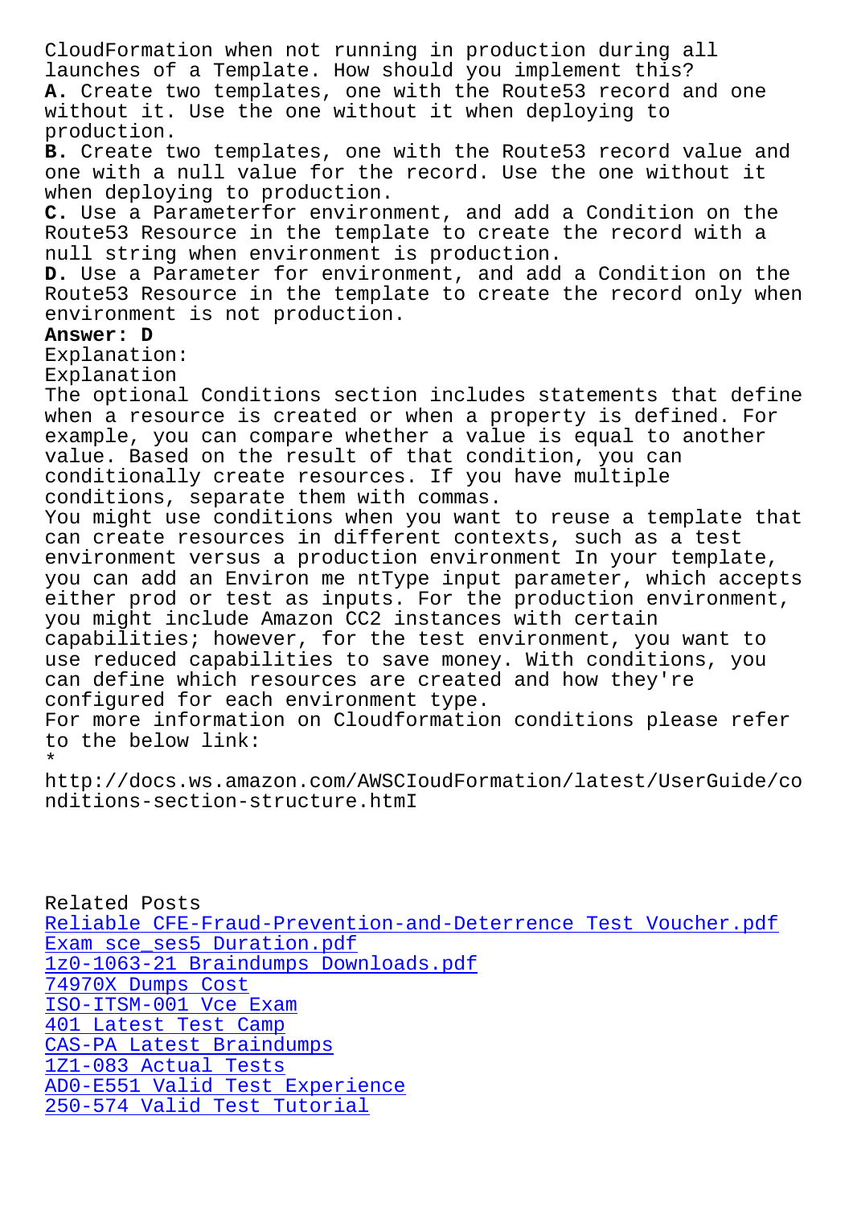CloudFormation when not running in production during all launches of a Template. How should you implement this?

**A.** Create two templates, one with the Route53 record and one without it. Use the one without it when deploying to production.

**B.** Create two templates, one with the Route53 record value and one with a null value for the record. Use the one without it when deploying to production.

**C.** Use a Parameterfor environment, and add a Condition on the Route53 Resource in the template to create the record with a null string when environment is production.

**D.** Use a Parameter for environment, and add a Condition on the Route53 Resource in the template to create the record only when environment is not production.

**Answer: D**

Explanation:

Explanation

The optional Conditions section includes statements that define when a resource is created or when a property is defined. For example, you can compare whether a value is equal to another value. Based on the result of that condition, you can conditionally create resources. If you have multiple conditions, separate them with commas.

You might use conditions when you want to reuse a template that can create resources in different contexts, such as a test environment versus a production environment In your template, you can add an Environ me ntType input parameter, which accepts either prod or test as inputs. For the production environment, you might include Amazon CC2 instances with certain capabilities; however, for the test environment, you want to use reduced capabilities to save money. With conditions, you can define which resources are created and how they're configured for each environment type.

For more information on Cloudformation conditions please refer to the below link:

*

http://docs.ws.amazon.com/AWSCIoudFormation/latest/UserGuide/conditions-section-structure.htmI

Related Posts

Reliable CFE-Fraud-Prevention-and-Deterrence Test Voucher.pdf
Exam sce_ses5 Duration.pdf
1z0-1063-21 Braindumps Downloads.pdf
74970X Dumps Cost
ISO-ITSM-001 Vce Exam
401 Latest Test Camp
CAS-PA Latest Braindumps
1Z1-083 Actual Tests
AD0-E551 Valid Test Experience
250-574 Valid Test Tutorial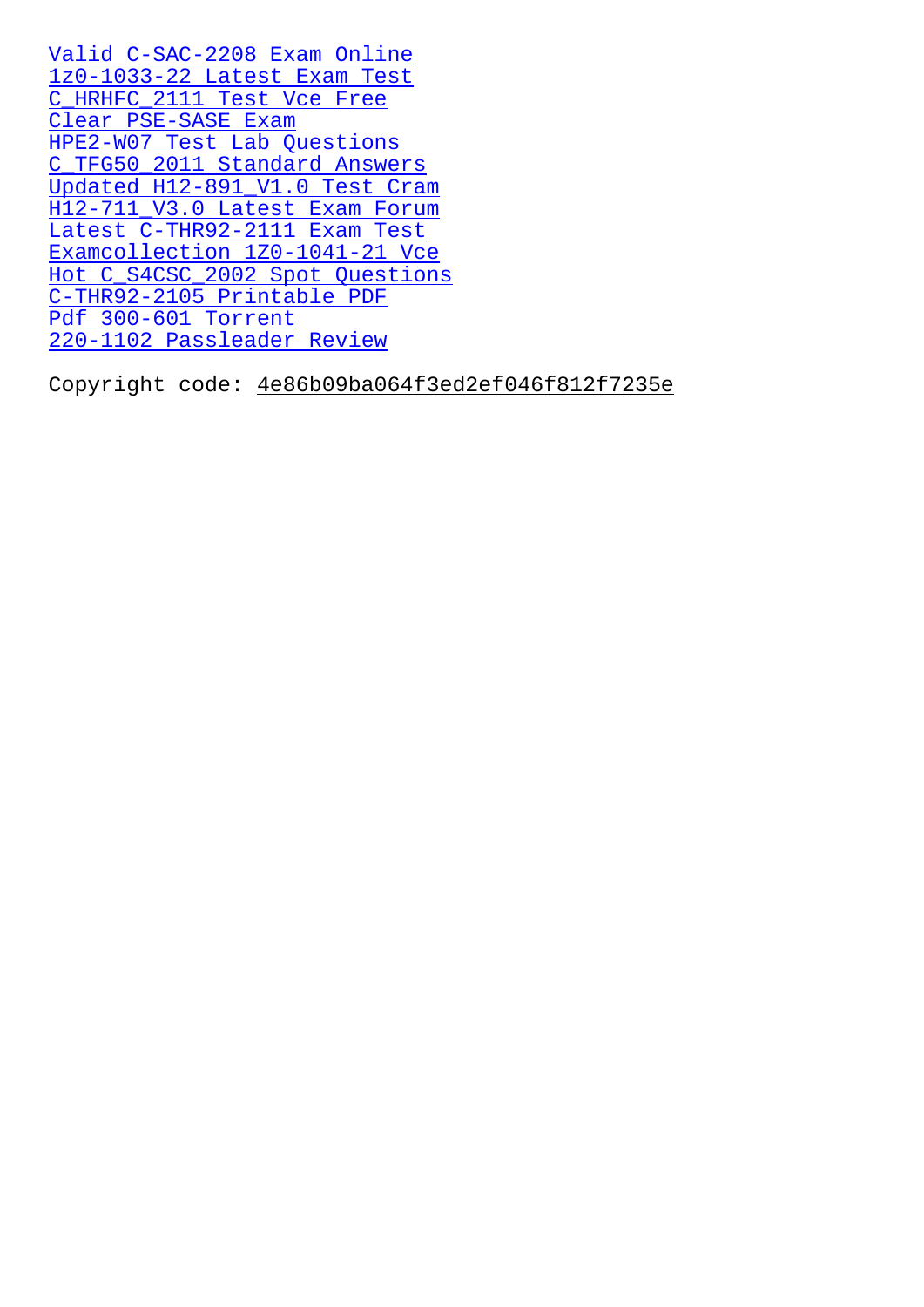Valid C-SAC-2208 Exam Online
1z0-1033-22 Latest Exam Test
C_HRHFC_2111 Test Vce Free
Clear PSE-SASE Exam
HPE2-W07 Test Lab Questions
C_TFG50_2011 Standard Answers
Updated H12-891_V1.0 Test Cram
H12-711_V3.0 Latest Exam Forum
Latest C-THR92-2111 Exam Test
Examcollection 1Z0-1041-21 Vce
Hot C_S4CSC_2002 Spot Questions
C-THR92-2105 Printable PDF
Pdf 300-601 Torrent
220-1102 Passleader Review

Copyright code: 4e86b09ba064f3ed2ef046f812f7235e